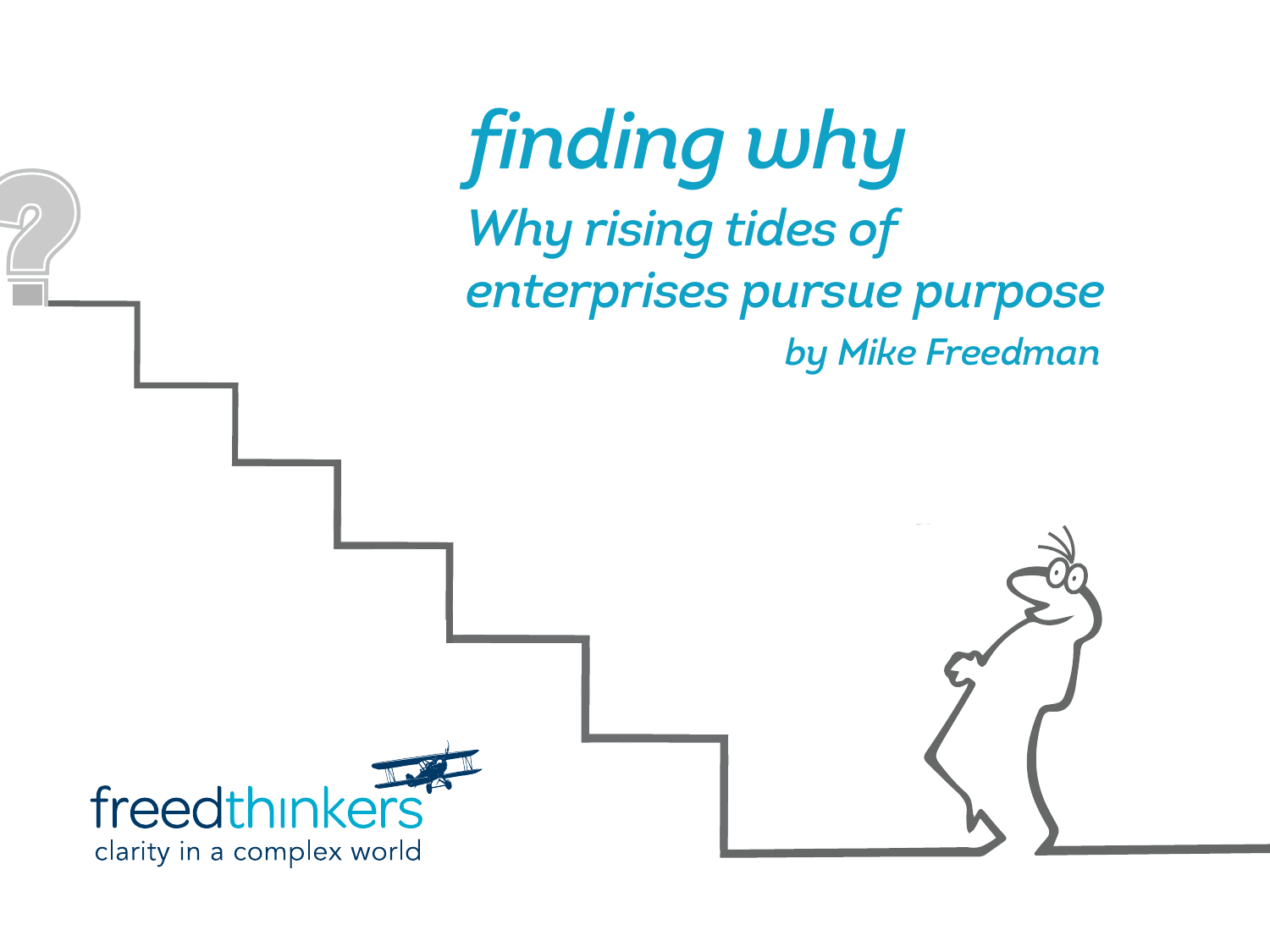# *finding why*

## *Why rising tides of enterprises pursue purpose*

*by Mike Freedman*

freedthinkers

clarity in a complex world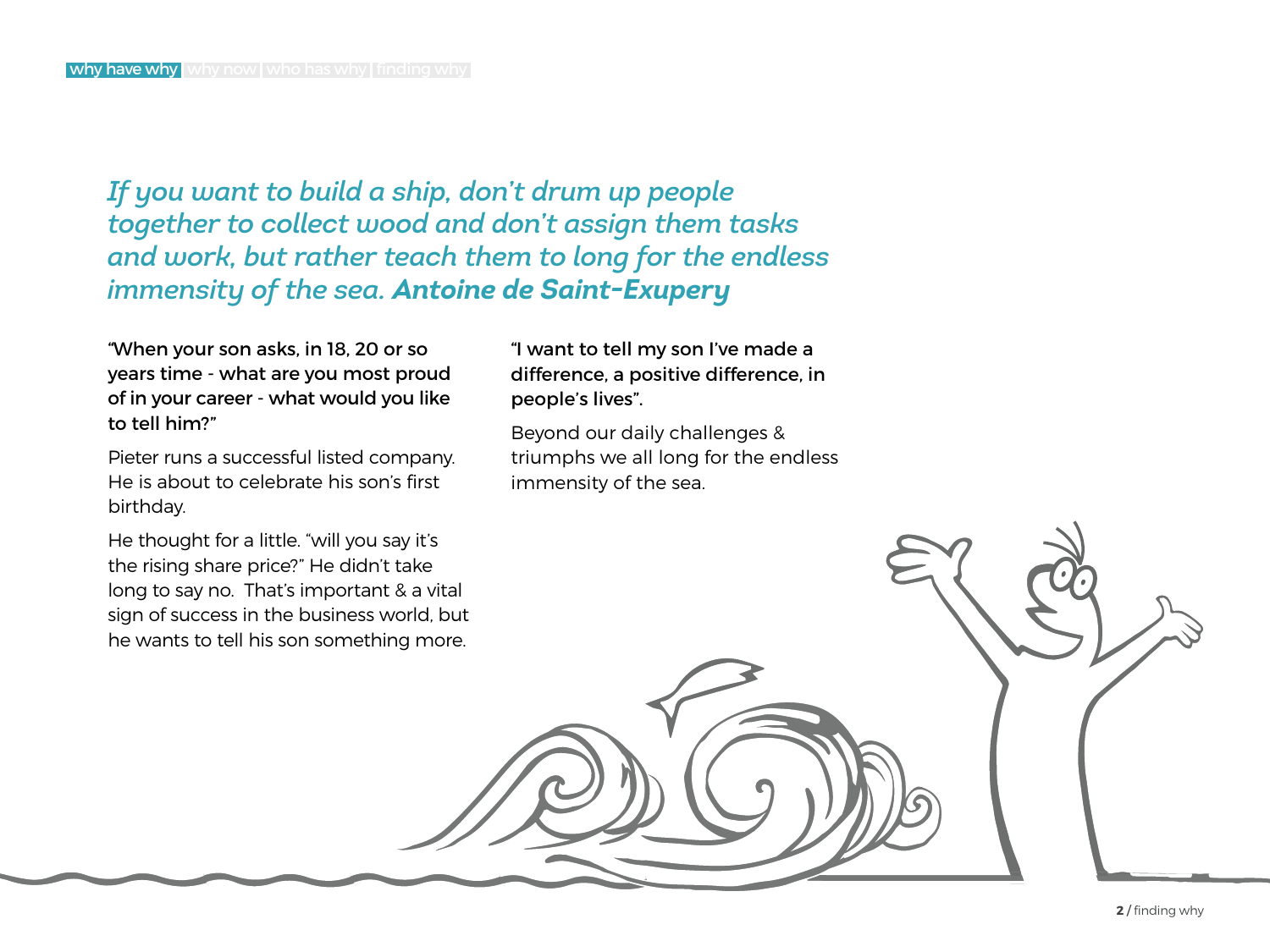*If you want to build a ship, don't drum up people together to collect wood and don't assign them tasks and work, but rather teach them to long for the endless immensity of the sea.* ***Antoine de Saint-Exupery***

**"When your son asks, in 18, 20 or so years time - what are you most proud of in your career - what would you like to tell him?"**

Pieter runs a successful listed company. He is about to celebrate his son's first birthday.

He thought for a little. "will you say it's the rising share price?" He didn't take long to say no. That's important & a vital sign of success in the business world, but he wants to tell his son something more.

**"I want to tell my son I've made a difference, a positive difference, in people's lives".**

Beyond our daily challenges & triumphs we all long for the endless immensity of the sea.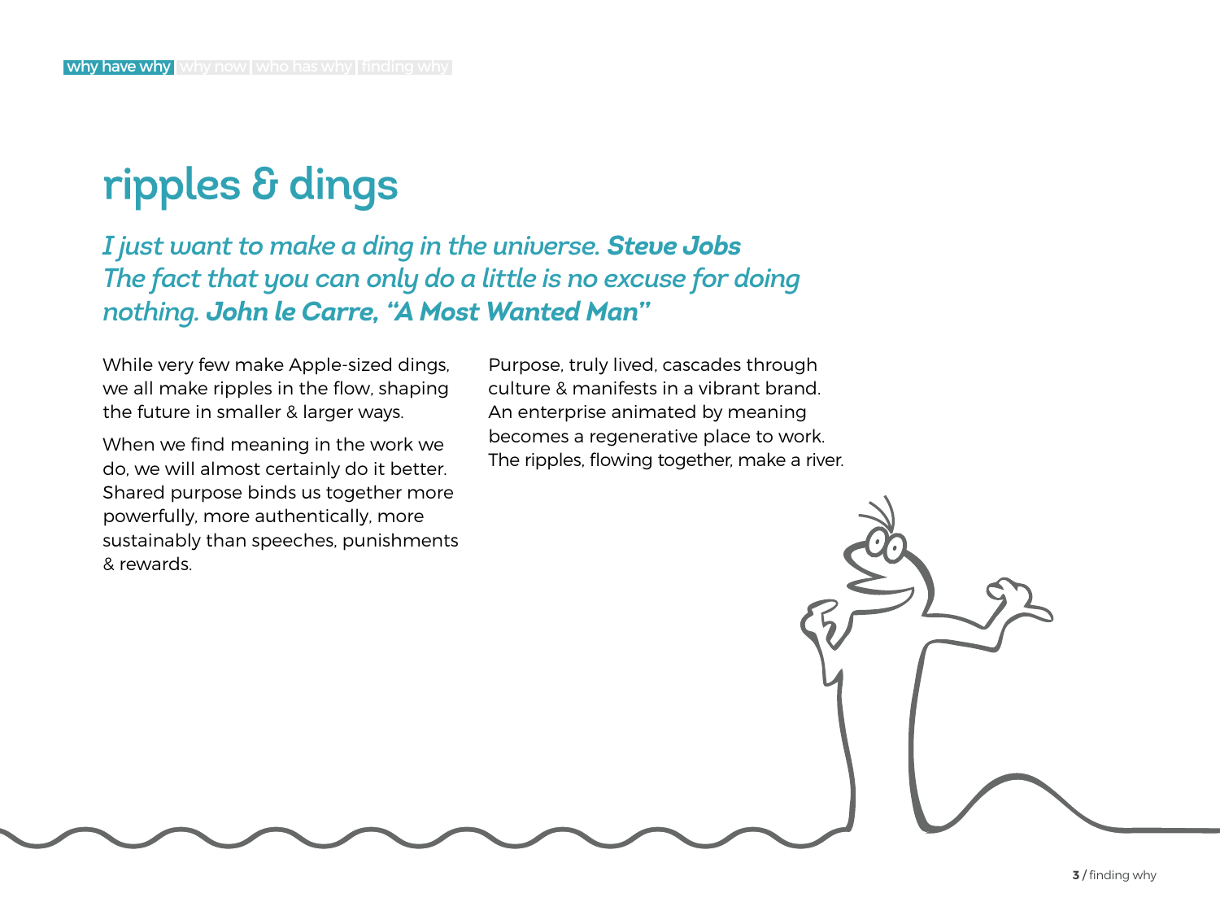# ripples & dings

*I just want to make a ding in the universe.* ***Steve Jobs***
*The fact that you can only do a little is no excuse for doing nothing.* ***John le Carre, "A Most Wanted Man"***

While very few make Apple-sized dings, we all make ripples in the flow, shaping the future in smaller & larger ways.

When we find meaning in the work we do, we will almost certainly do it better. Shared purpose binds us together more powerfully, more authentically, more sustainably than speeches, punishments & rewards.

Purpose, truly lived, cascades through culture & manifests in a vibrant brand. An enterprise animated by meaning becomes a regenerative place to work. The ripples, flowing together, make a river.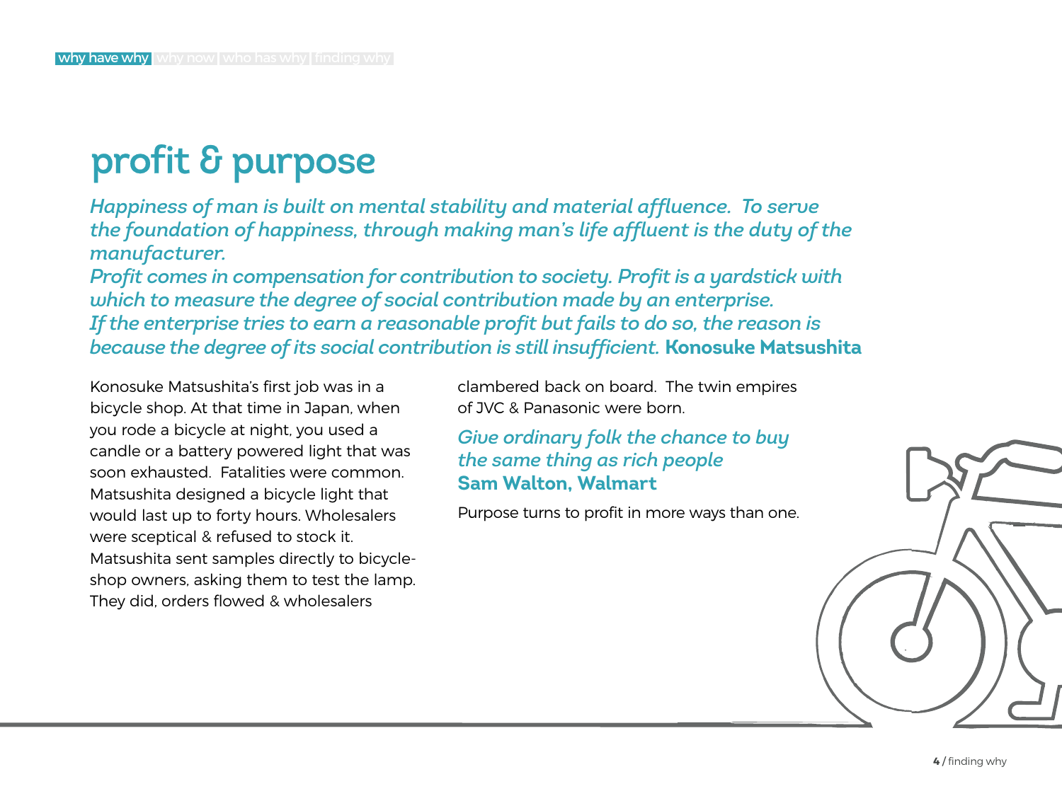# profit & purpose

*Happiness of man is built on mental stability and material affluence. To serve the foundation of happiness, through making man's life affluent is the duty of the manufacturer.*
*Profit comes in compensation for contribution to society. Profit is a yardstick with which to measure the degree of social contribution made by an enterprise.*
*If the enterprise tries to earn a reasonable profit but fails to do so, the reason is because the degree of its social contribution is still insufficient.* **Konosuke Matsushita**

Konosuke Matsushita's first job was in a bicycle shop. At that time in Japan, when you rode a bicycle at night, you used a candle or a battery powered light that was soon exhausted. Fatalities were common. Matsushita designed a bicycle light that would last up to forty hours. Wholesalers were sceptical & refused to stock it. Matsushita sent samples directly to bicycle-shop owners, asking them to test the lamp. They did, orders flowed & wholesalers clambered back on board. The twin empires of JVC & Panasonic were born.

*Give ordinary folk the chance to buy the same thing as rich people*
**Sam Walton, Walmart**

Purpose turns to profit in more ways than one.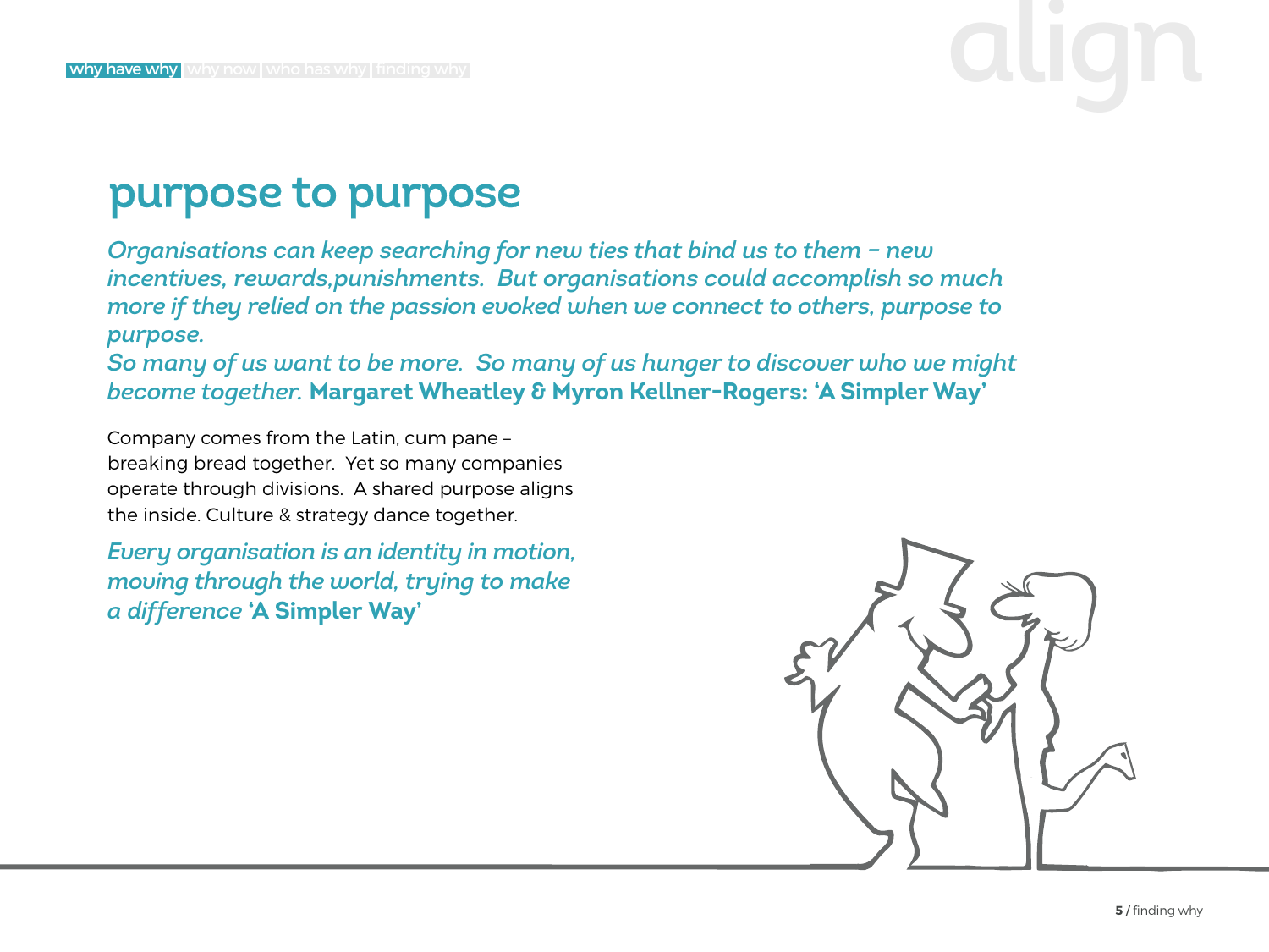# purpose to purpose

*Organisations can keep searching for new ties that bind us to them – new incentives, rewards,punishments. But organisations could accomplish so much more if they relied on the passion evoked when we connect to others, purpose to purpose.*
*So many of us want to be more. So many of us hunger to discover who we might become together.* **Margaret Wheatley & Myron Kellner-Rogers: 'A Simpler Way'**

Company comes from the Latin, cum pane – breaking bread together. Yet so many companies operate through divisions. A shared purpose aligns the inside. Culture & strategy dance together.

*Every organisation is an identity in motion, moving through the world, trying to make a difference* **'A Simpler Way'**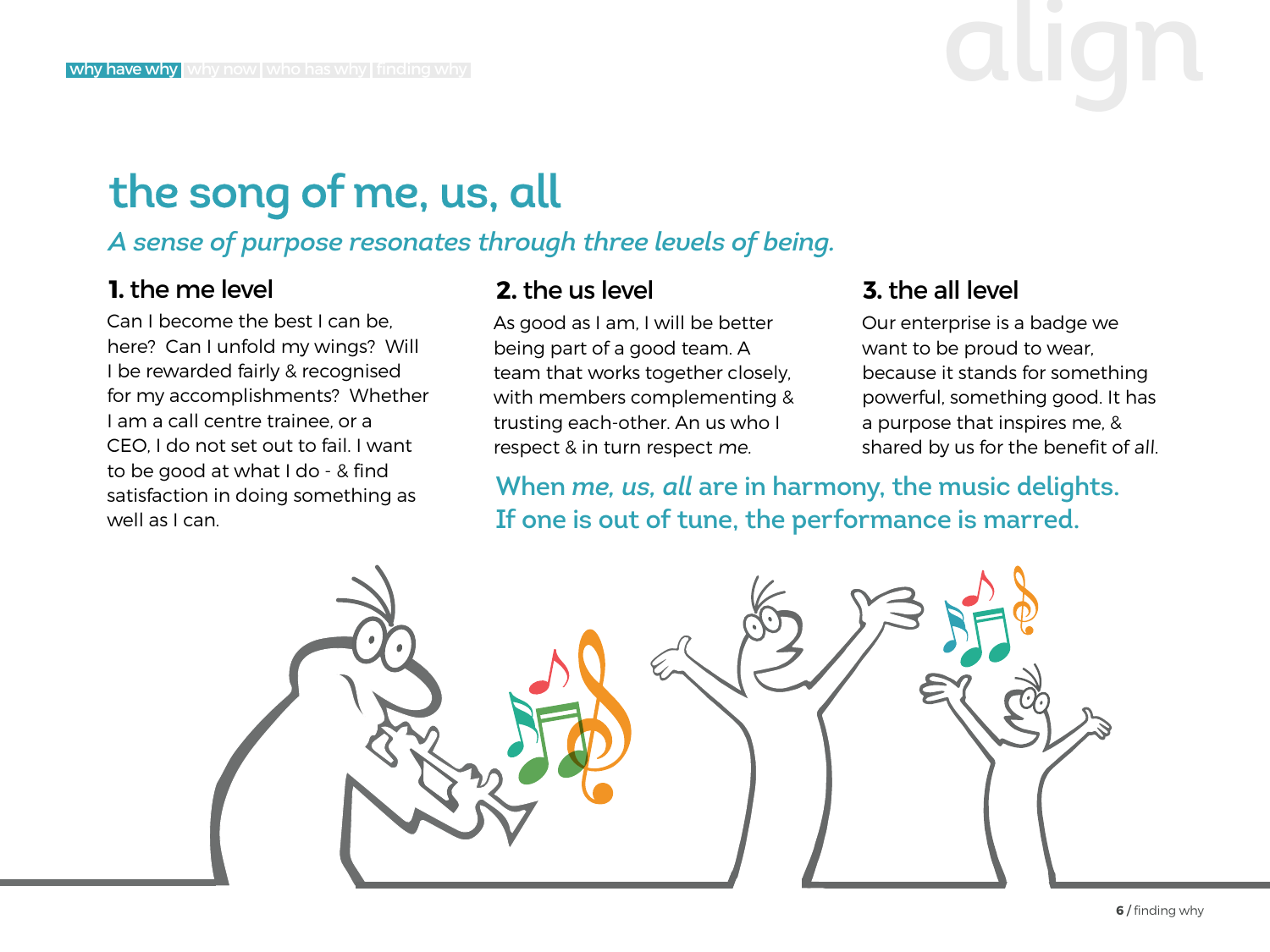# the song of me, us, all

*A sense of purpose resonates through three levels of being.*

### 1. the me level

Can I become the best I can be, here? Can I unfold my wings? Will I be rewarded fairly & recognised for my accomplishments? Whether I am a call centre trainee, or a CEO, I do not set out to fail. I want to be good at what I do - & find satisfaction in doing something as well as I can.

### 2. the us level

As good as I am, I will be better being part of a good team. A team that works together closely, with members complementing & trusting each-other. An us who I respect & in turn respect *me*.

### 3. the all level

Our enterprise is a badge we want to be proud to wear, because it stands for something powerful, something good. It has a purpose that inspires me, & shared by us for the benefit of *all*.

When *me, us, all* are in harmony, the music delights. If one is out of tune, the performance is marred.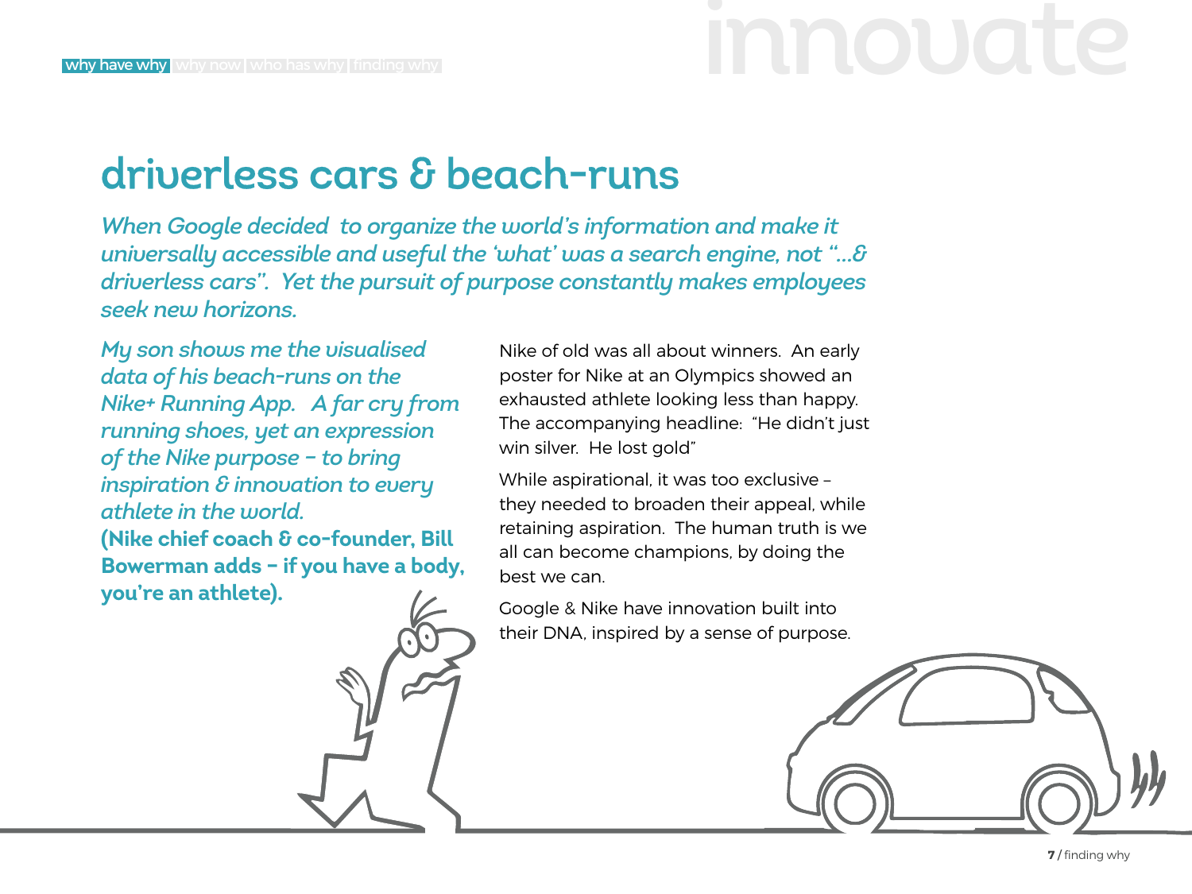# driverless cars & beach-runs

*When Google decided to organize the world's information and make it universally accessible and useful the 'what' was a search engine, not "...& driverless cars". Yet the pursuit of purpose constantly makes employees seek new horizons.*

*My son shows me the visualised data of his beach-runs on the Nike+ Running App. A far cry from running shoes, yet an expression of the Nike purpose – to bring inspiration & innovation to every athlete in the world.*
**(Nike chief coach & co-founder, Bill Bowerman adds – if you have a body, you're an athlete).**

Nike of old was all about winners. An early poster for Nike at an Olympics showed an exhausted athlete looking less than happy. The accompanying headline: "He didn't just win silver. He lost gold"

While aspirational, it was too exclusive – they needed to broaden their appeal, while retaining aspiration. The human truth is we all can become champions, by doing the best we can.

Google & Nike have innovation built into their DNA, inspired by a sense of purpose.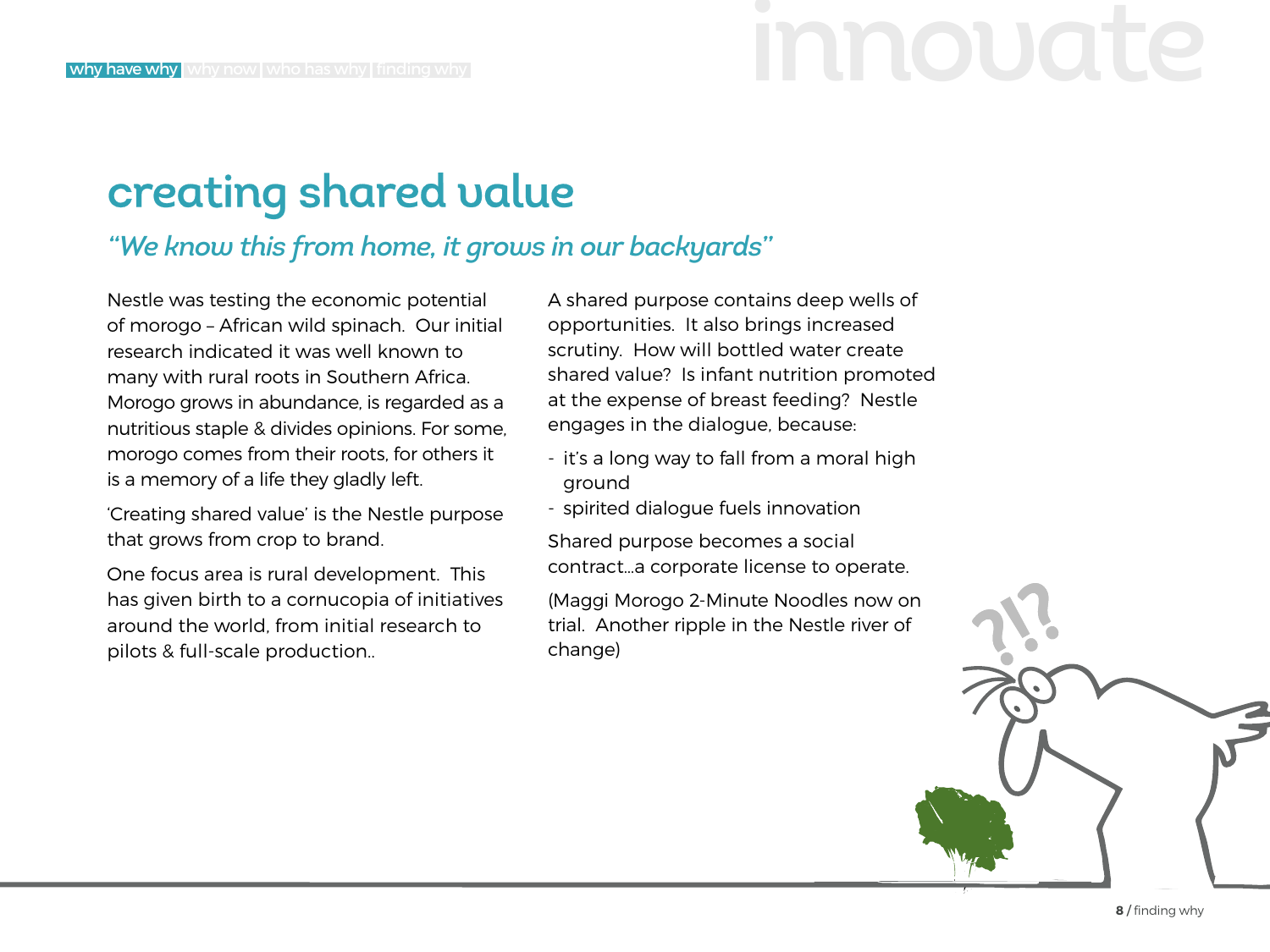# creating shared value

*"We know this from home, it grows in our backyards"*

Nestle was testing the economic potential of morogo – African wild spinach. Our initial research indicated it was well known to many with rural roots in Southern Africa. Morogo grows in abundance, is regarded as a nutritious staple & divides opinions. For some, morogo comes from their roots, for others it is a memory of a life they gladly left.

'Creating shared value' is the Nestle purpose that grows from crop to brand.

One focus area is rural development. This has given birth to a cornucopia of initiatives around the world, from initial research to pilots & full-scale production..

A shared purpose contains deep wells of opportunities. It also brings increased scrutiny. How will bottled water create shared value? Is infant nutrition promoted at the expense of breast feeding? Nestle engages in the dialogue, because:

- it's a long way to fall from a moral high ground
- spirited dialogue fuels innovation

Shared purpose becomes a social contract...a corporate license to operate.

(Maggi Morogo 2-Minute Noodles now on trial. Another ripple in the Nestle river of change)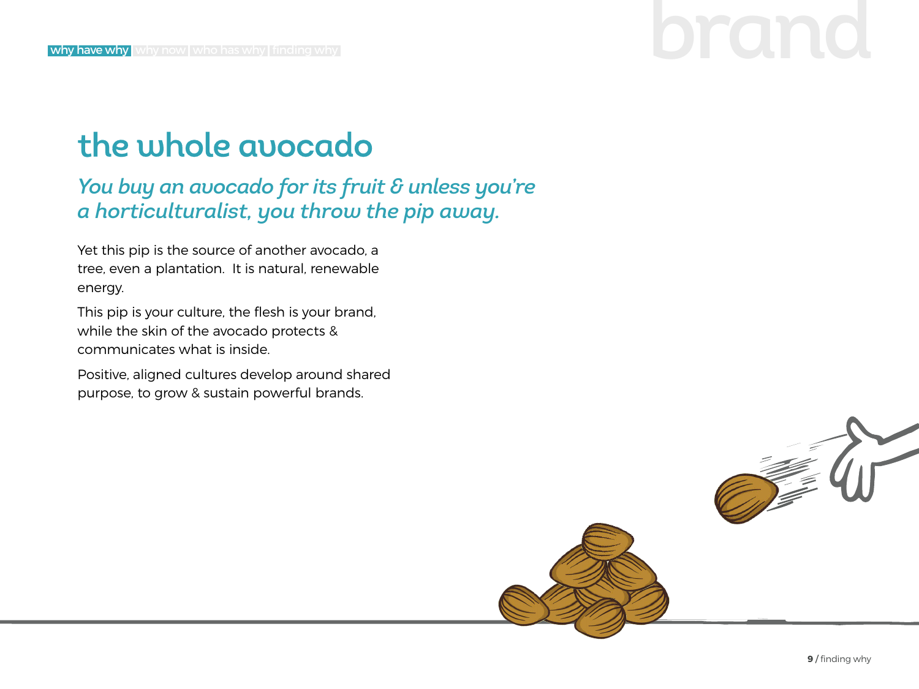# the whole avocado

## *You buy an avocado for its fruit & unless you're a horticulturalist, you throw the pip away.*

Yet this pip is the source of another avocado, a tree, even a plantation. It is natural, renewable energy.

This pip is your culture, the flesh is your brand, while the skin of the avocado protects & communicates what is inside.

Positive, aligned cultures develop around shared purpose, to grow & sustain powerful brands.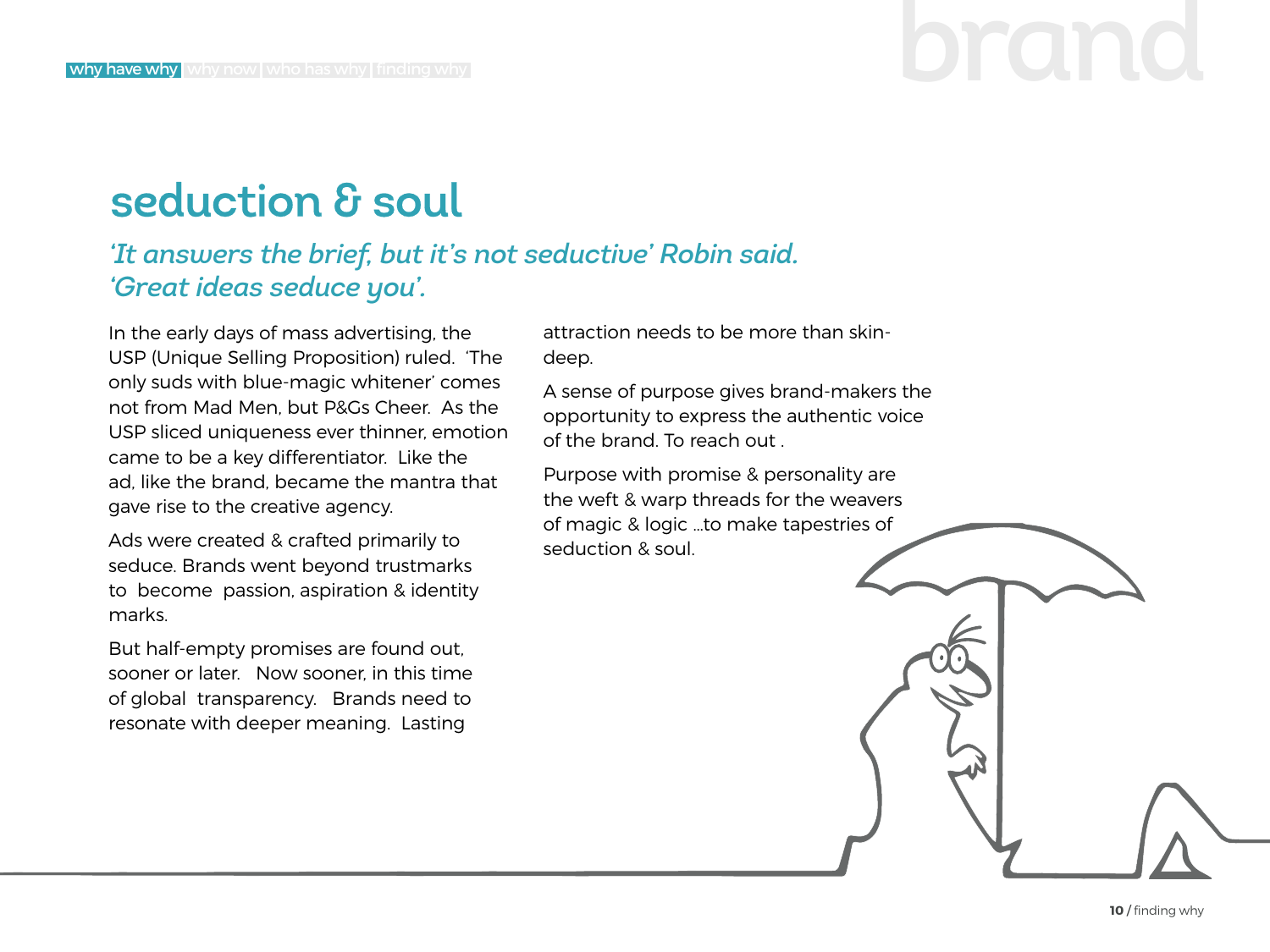## seduction & soul

*'It answers the brief, but it's not seductive' Robin said. 'Great ideas seduce you'.*

In the early days of mass advertising, the USP (Unique Selling Proposition) ruled. 'The only suds with blue-magic whitener' comes not from Mad Men, but P&Gs Cheer. As the USP sliced uniqueness ever thinner, emotion came to be a key differentiator. Like the ad, like the brand, became the mantra that gave rise to the creative agency.

Ads were created & crafted primarily to seduce. Brands went beyond trustmarks to become passion, aspiration & identity marks.

But half-empty promises are found out, sooner or later. Now sooner, in this time of global transparency. Brands need to resonate with deeper meaning. Lasting attraction needs to be more than skin-deep.

A sense of purpose gives brand-makers the opportunity to express the authentic voice of the brand. To reach out .

Purpose with promise & personality are the weft & warp threads for the weavers of magic & logic ...to make tapestries of seduction & soul.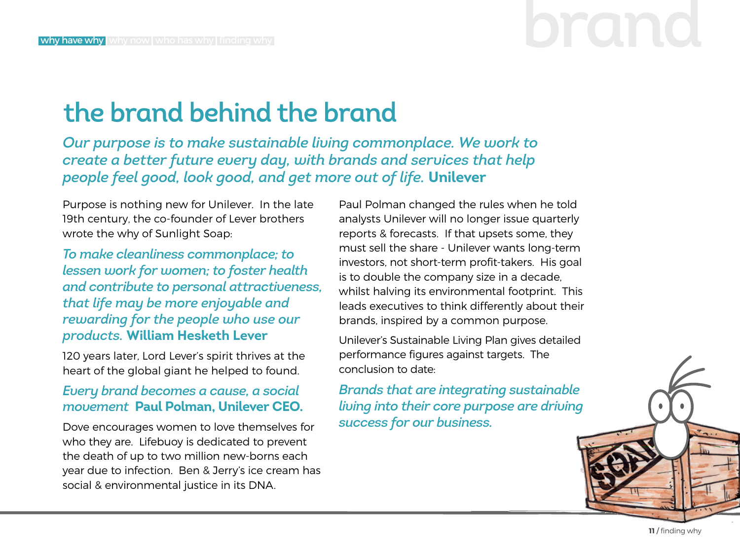# the brand behind the brand

*Our purpose is to make sustainable living commonplace. We work to create a better future every day, with brands and services that help people feel good, look good, and get more out of life.* **Unilever**

Purpose is nothing new for Unilever. In the late 19th century, the co-founder of Lever brothers wrote the why of Sunlight Soap:

*To make cleanliness commonplace; to lessen work for women; to foster health and contribute to personal attractiveness, that life may be more enjoyable and rewarding for the people who use our products.* **William Hesketh Lever**

120 years later, Lord Lever's spirit thrives at the heart of the global giant he helped to found.

*Every brand becomes a cause, a social movement* **Paul Polman, Unilever CEO.**

Dove encourages women to love themselves for who they are. Lifebuoy is dedicated to prevent the death of up to two million new-borns each year due to infection. Ben & Jerry's ice cream has social & environmental justice in its DNA.

Paul Polman changed the rules when he told analysts Unilever will no longer issue quarterly reports & forecasts. If that upsets some, they must sell the share - Unilever wants long-term investors, not short-term profit-takers. His goal is to double the company size in a decade, whilst halving its environmental footprint. This leads executives to think differently about their brands, inspired by a common purpose.

Unilever's Sustainable Living Plan gives detailed performance figures against targets. The conclusion to date:

*Brands that are integrating sustainable living into their core purpose are driving success for our business.*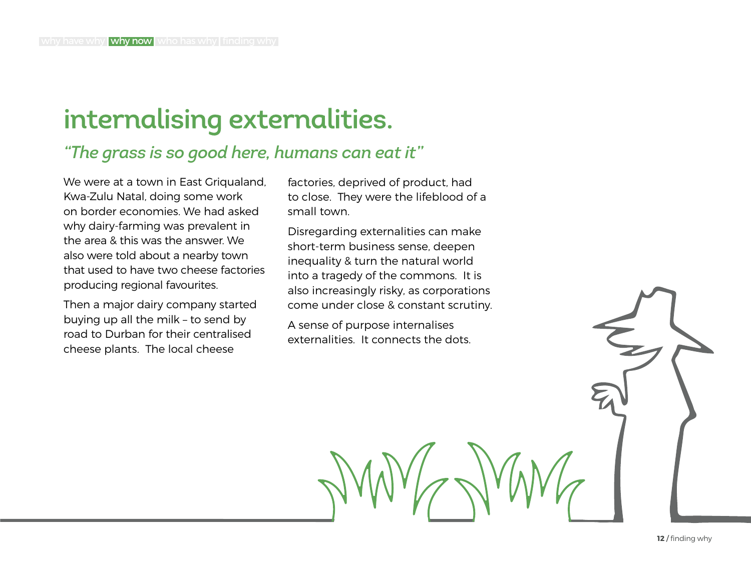# internalising externalities.

## *"The grass is so good here, humans can eat it"*

We were at a town in East Griqualand, Kwa-Zulu Natal, doing some work on border economies. We had asked why dairy-farming was prevalent in the area & this was the answer. We also were told about a nearby town that used to have two cheese factories producing regional favourites.

Then a major dairy company started buying up all the milk – to send by road to Durban for their centralised cheese plants. The local cheese factories, deprived of product, had to close. They were the lifeblood of a small town.

Disregarding externalities can make short-term business sense, deepen inequality & turn the natural world into a tragedy of the commons. It is also increasingly risky, as corporations come under close & constant scrutiny.

A sense of purpose internalises externalities. It connects the dots.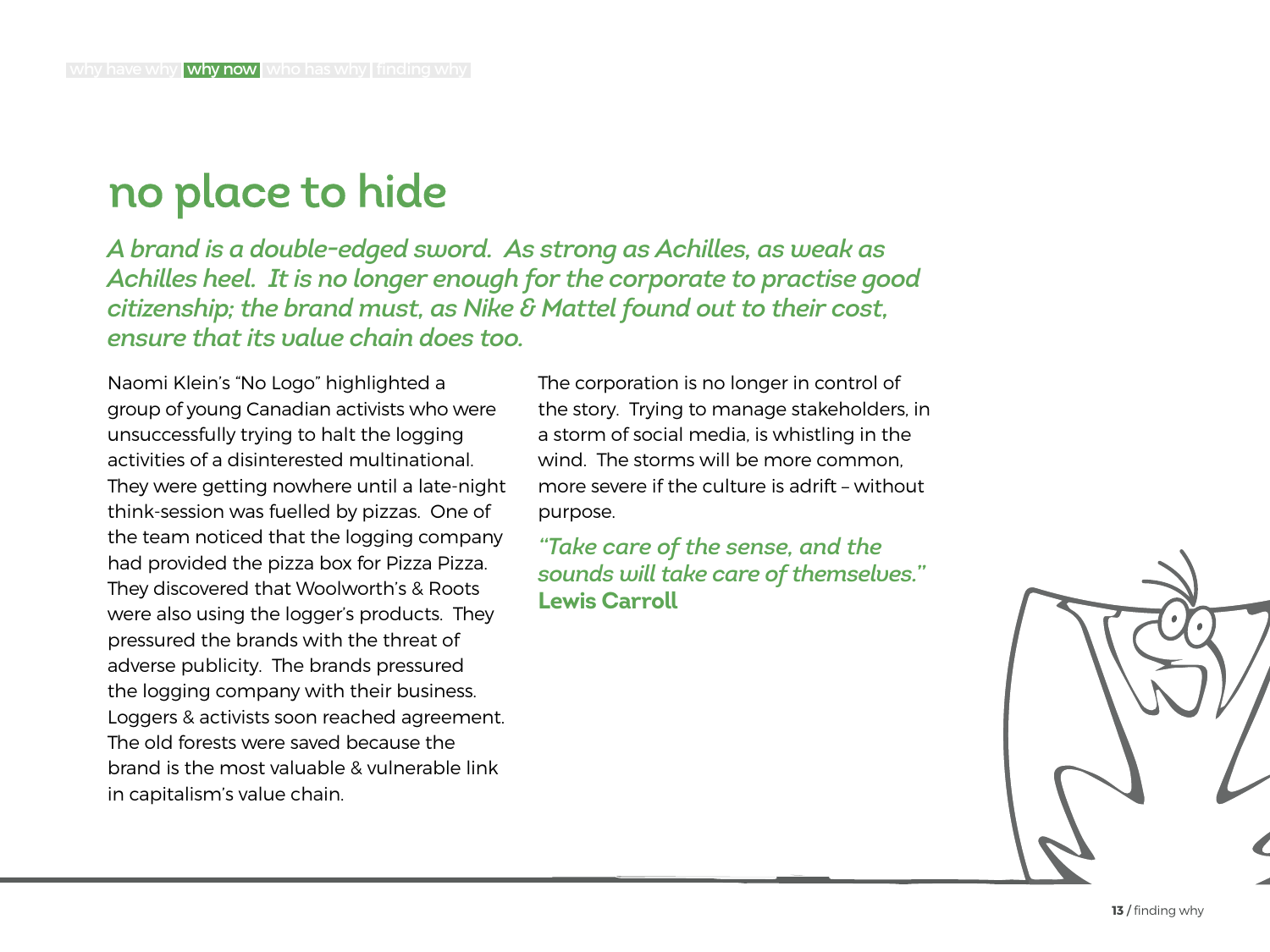# no place to hide

*A brand is a double-edged sword. As strong as Achilles, as weak as Achilles heel. It is no longer enough for the corporate to practise good citizenship; the brand must, as Nike & Mattel found out to their cost, ensure that its value chain does too.*

Naomi Klein's "No Logo" highlighted a group of young Canadian activists who were unsuccessfully trying to halt the logging activities of a disinterested multinational. They were getting nowhere until a late-night think-session was fuelled by pizzas. One of the team noticed that the logging company had provided the pizza box for Pizza Pizza. They discovered that Woolworth's & Roots were also using the logger's products. They pressured the brands with the threat of adverse publicity. The brands pressured the logging company with their business. Loggers & activists soon reached agreement. The old forests were saved because the brand is the most valuable & vulnerable link in capitalism's value chain.

The corporation is no longer in control of the story. Trying to manage stakeholders, in a storm of social media, is whistling in the wind. The storms will be more common, more severe if the culture is adrift – without purpose.

*"Take care of the sense, and the sounds will take care of themselves."*
**Lewis Carroll**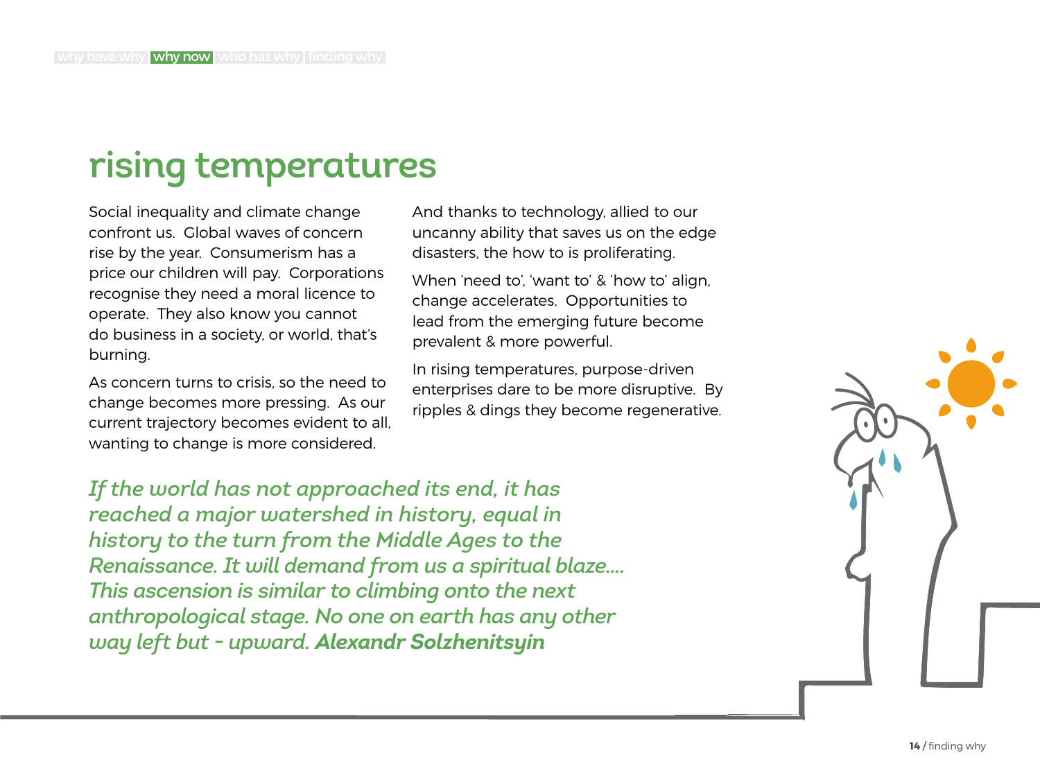# rising temperatures

Social inequality and climate change confront us. Global waves of concern rise by the year. Consumerism has a price our children will pay. Corporations recognise they need a moral licence to operate. They also know you cannot do business in a society, or world, that's burning.

As concern turns to crisis, so the need to change becomes more pressing. As our current trajectory becomes evident to all, wanting to change is more considered.

And thanks to technology, allied to our uncanny ability that saves us on the edge disasters, the how to is proliferating.

When 'need to', 'want to' & 'how to' align, change accelerates. Opportunities to lead from the emerging future become prevalent & more powerful.

In rising temperatures, purpose-driven enterprises dare to be more disruptive. By ripples & dings they become regenerative.

*If the world has not approached its end, it has reached a major watershed in history, equal in history to the turn from the Middle Ages to the Renaissance. It will demand from us a spiritual blaze.... This ascension is similar to climbing onto the next anthropological stage. No one on earth has any other way left but - upward.* ***Alexandr Solzhenitsyin***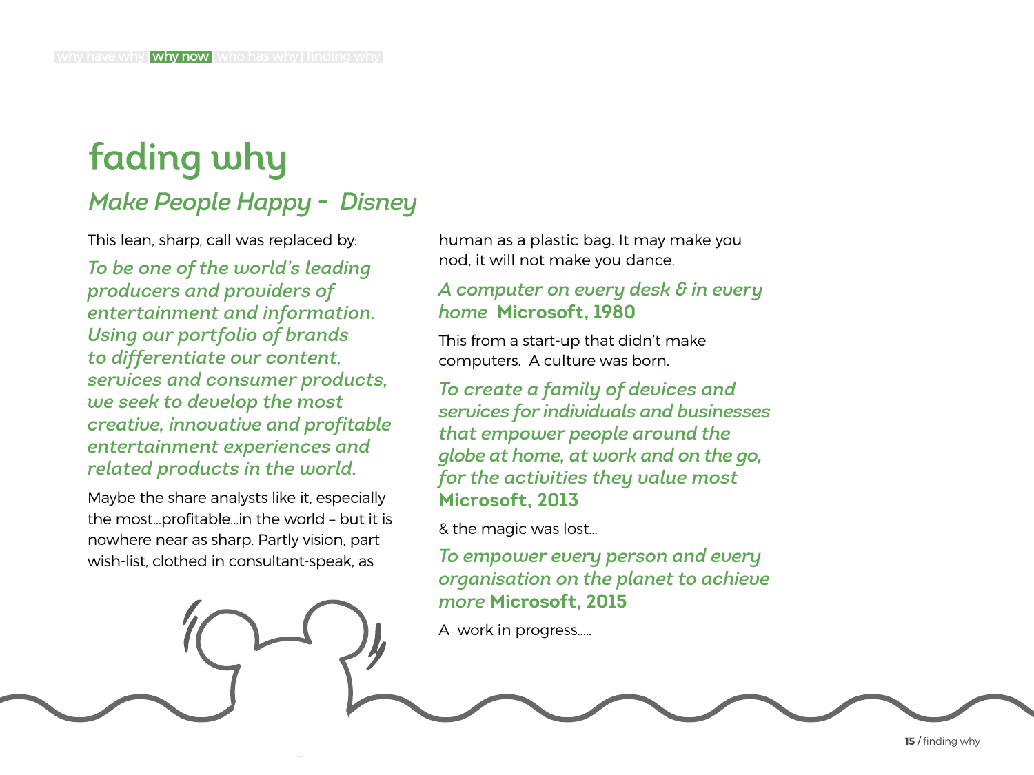# fading why

## *Make People Happy - Disney*

This lean, sharp, call was replaced by:

*To be one of the world's leading producers and providers of entertainment and information. Using our portfolio of brands to differentiate our content, services and consumer products, we seek to develop the most creative, innovative and profitable entertainment experiences and related products in the world.*

Maybe the share analysts like it, especially the most...profitable...in the world – but it is nowhere near as sharp. Partly vision, part wish-list, clothed in consultant-speak, as human as a plastic bag. It may make you nod, it will not make you dance.

*A computer on every desk & in every home* **Microsoft, 1980**

This from a start-up that didn't make computers. A culture was born.

*To create a family of devices and services for individuals and businesses that empower people around the globe at home, at work and on the go, for the activities they value most* **Microsoft, 2013**

& the magic was lost...

*To empower every person and every organisation on the planet to achieve more* **Microsoft, 2015**

A work in progress.....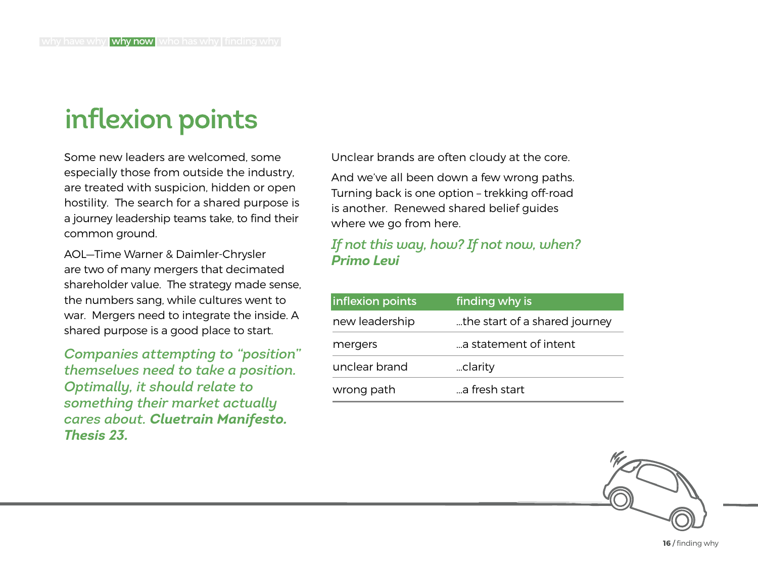# inflexion points

Some new leaders are welcomed, some especially those from outside the industry, are treated with suspicion, hidden or open hostility. The search for a shared purpose is a journey leadership teams take, to find their common ground.

AOL—Time Warner & Daimler-Chrysler are two of many mergers that decimated shareholder value. The strategy made sense, the numbers sang, while cultures went to war. Mergers need to integrate the inside. A shared purpose is a good place to start.

*Companies attempting to "position" themselves need to take a position. Optimally, it should relate to something their market actually cares about.* ***Cluetrain Manifesto. Thesis 23.***

Unclear brands are often cloudy at the core.

And we've all been down a few wrong paths. Turning back is one option – trekking off-road is another. Renewed shared belief guides where we go from here.

*If not this way, how? If not now, when?*
***Primo Levi***

| inflexion points | finding why is |
|---|---|
| new leadership | ...the start of a shared journey |
| mergers | ...a statement of intent |
| unclear brand | ...clarity |
| wrong path | ...a fresh start |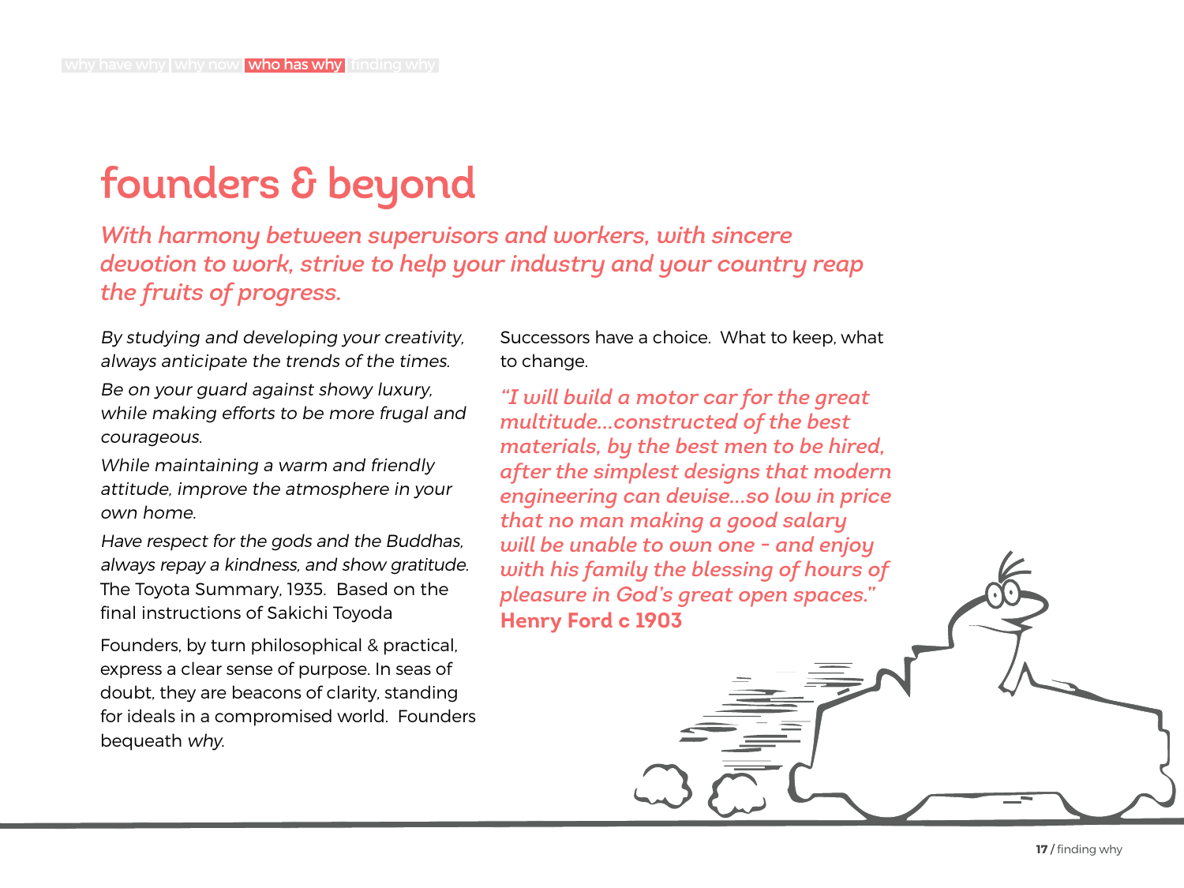# founders & beyond

*With harmony between supervisors and workers, with sincere devotion to work, strive to help your industry and your country reap the fruits of progress.*

*By studying and developing your creativity, always anticipate the trends of the times.*

*Be on your guard against showy luxury, while making efforts to be more frugal and courageous.*

*While maintaining a warm and friendly attitude, improve the atmosphere in your own home.*

*Have respect for the gods and the Buddhas, always repay a kindness, and show gratitude.*
The Toyota Summary, 1935. Based on the final instructions of Sakichi Toyoda

Founders, by turn philosophical & practical, express a clear sense of purpose. In seas of doubt, they are beacons of clarity, standing for ideals in a compromised world. Founders bequeath *why*.

Successors have a choice. What to keep, what to change.

*"I will build a motor car for the great multitude…constructed of the best materials, by the best men to be hired, after the simplest designs that modern engineering can devise…so low in price that no man making a good salary will be unable to own one - and enjoy with his family the blessing of hours of pleasure in God's great open spaces."*
**Henry Ford c 1903**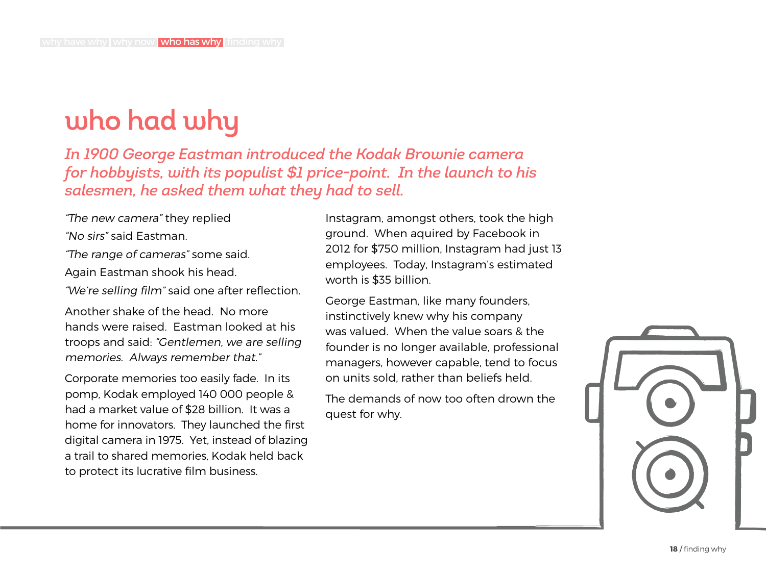# who had why

*In 1900 George Eastman introduced the Kodak Brownie camera for hobbyists, with its populist $1 price-point. In the launch to his salesmen, he asked them what they had to sell.*

*"The new camera"* they replied

*"No sirs"* said Eastman.

*"The range of cameras"* some said.

Again Eastman shook his head.

*"We're selling film"* said one after reflection.

Another shake of the head. No more hands were raised. Eastman looked at his troops and said: *"Gentlemen, we are selling memories. Always remember that."*

Corporate memories too easily fade. In its pomp, Kodak employed 140 000 people & had a market value of $28 billion. It was a home for innovators. They launched the first digital camera in 1975. Yet, instead of blazing a trail to shared memories, Kodak held back to protect its lucrative film business.

Instagram, amongst others, took the high ground. When aquired by Facebook in 2012 for $750 million, Instagram had just 13 employees. Today, Instagram's estimated worth is $35 billion.

George Eastman, like many founders, instinctively knew why his company was valued. When the value soars & the founder is no longer available, professional managers, however capable, tend to focus on units sold, rather than beliefs held.

The demands of now too often drown the quest for why.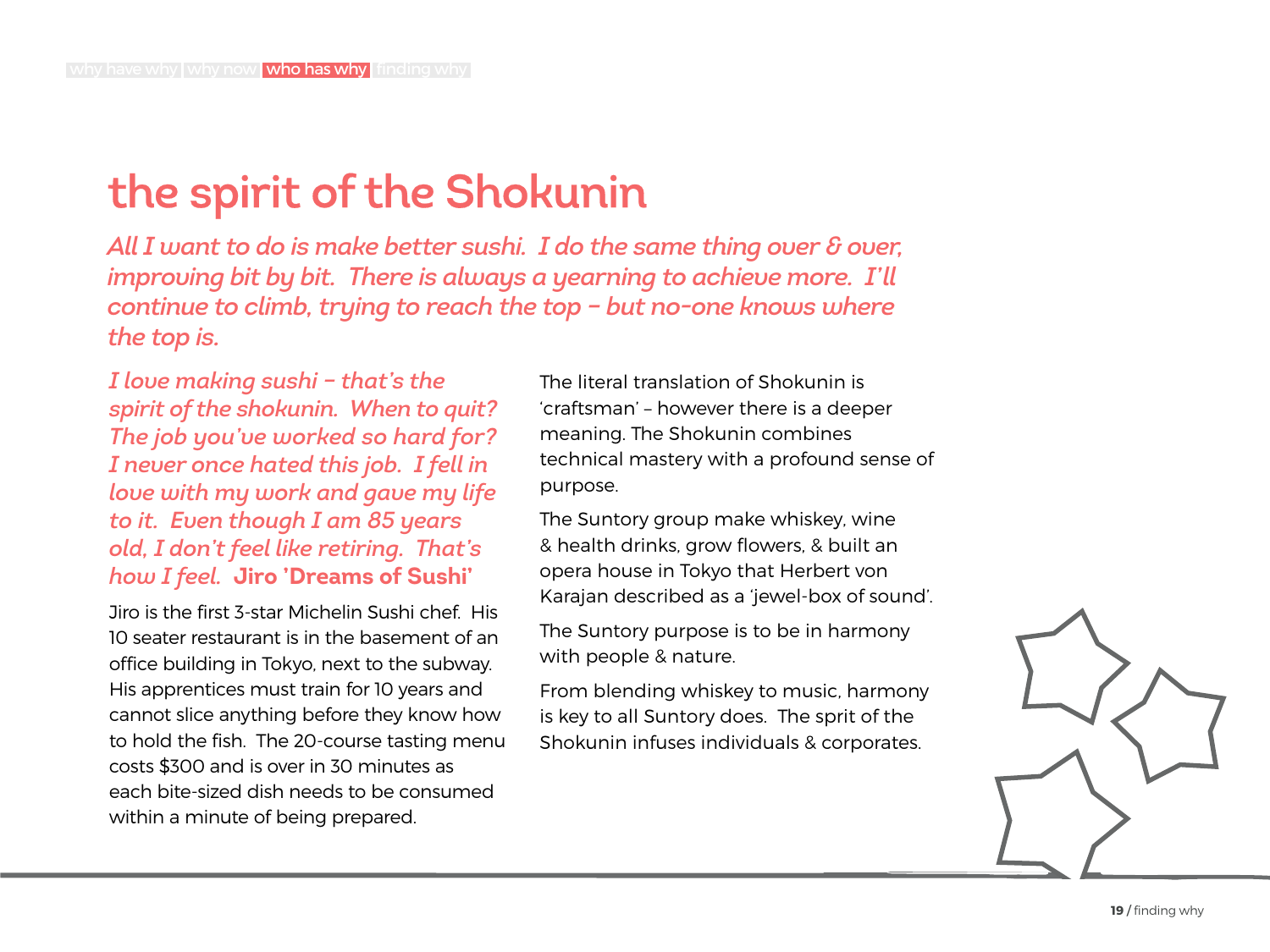# the spirit of the Shokunin

*All I want to do is make better sushi. I do the same thing over & over, improving bit by bit. There is always a yearning to achieve more. I'll continue to climb, trying to reach the top – but no-one knows where the top is.*

*I love making sushi – that's the spirit of the shokunin. When to quit? The job you've worked so hard for? I never once hated this job. I fell in love with my work and gave my life to it. Even though I am 85 years old, I don't feel like retiring. That's how I feel.* **Jiro 'Dreams of Sushi'**

Jiro is the first 3-star Michelin Sushi chef. His 10 seater restaurant is in the basement of an office building in Tokyo, next to the subway. His apprentices must train for 10 years and cannot slice anything before they know how to hold the fish. The 20-course tasting menu costs $300 and is over in 30 minutes as each bite-sized dish needs to be consumed within a minute of being prepared.

The literal translation of Shokunin is 'craftsman' – however there is a deeper meaning. The Shokunin combines technical mastery with a profound sense of purpose.

The Suntory group make whiskey, wine & health drinks, grow flowers, & built an opera house in Tokyo that Herbert von Karajan described as a 'jewel-box of sound'.

The Suntory purpose is to be in harmony with people & nature.

From blending whiskey to music, harmony is key to all Suntory does. The sprit of the Shokunin infuses individuals & corporates.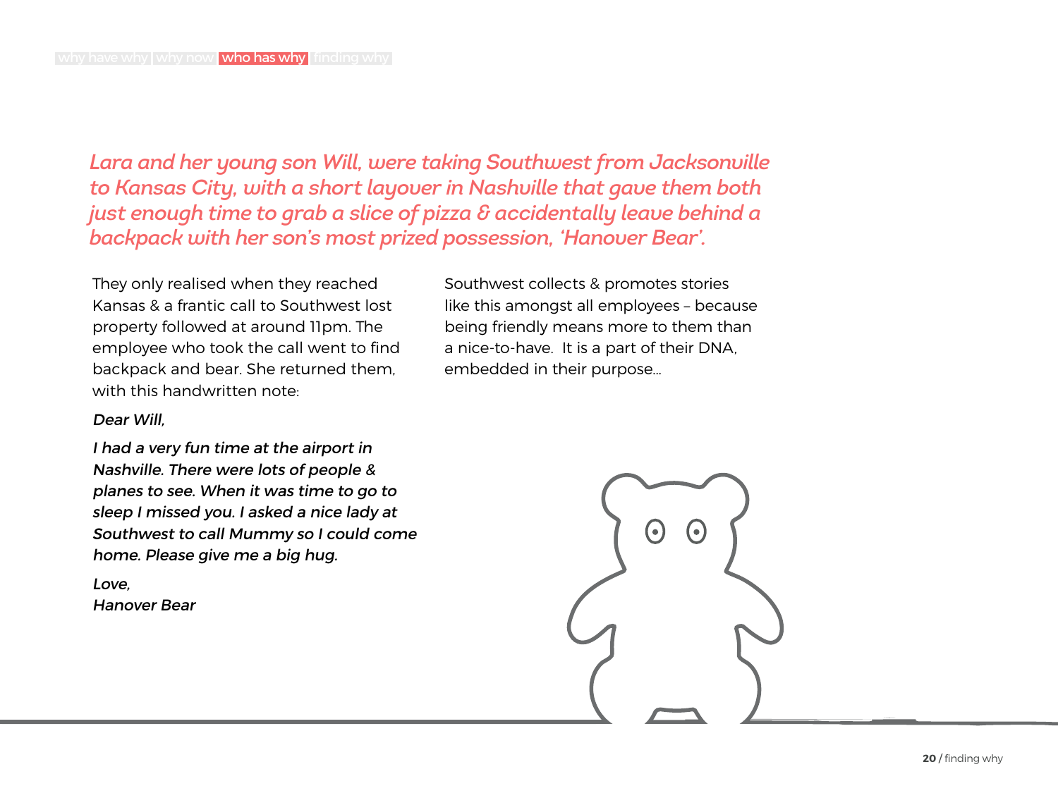*Lara and her young son Will, were taking Southwest from Jacksonville to Kansas City, with a short layover in Nashville that gave them both just enough time to grab a slice of pizza & accidentally leave behind a backpack with her son's most prized possession, 'Hanover Bear'.*

They only realised when they reached Kansas & a frantic call to Southwest lost property followed at around 11pm. The employee who took the call went to find backpack and bear. She returned them, with this handwritten note:

*Dear Will,*

*I had a very fun time at the airport in Nashville. There were lots of people & planes to see. When it was time to go to sleep I missed you. I asked a nice lady at Southwest to call Mummy so I could come home. Please give me a big hug.*

*Love,*
*Hanover Bear*

Southwest collects & promotes stories like this amongst all employees – because being friendly means more to them than a nice-to-have. It is a part of their DNA, embedded in their purpose...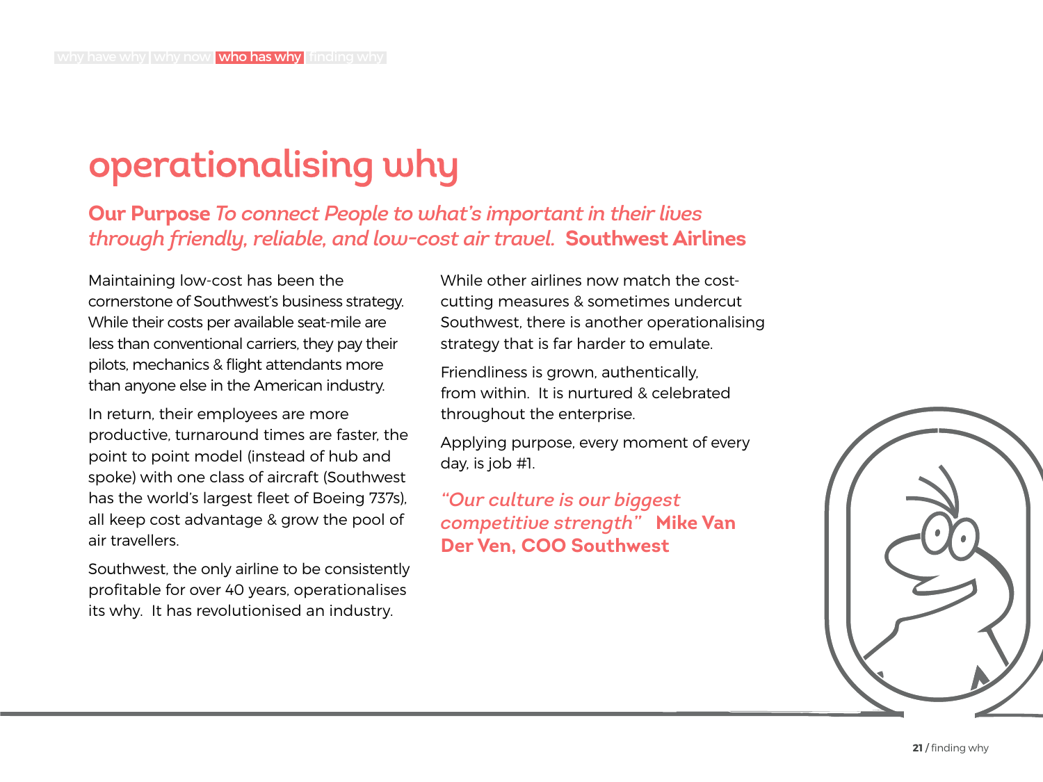# operationalising why

**Our Purpose** *To connect People to what's important in their lives through friendly, reliable, and low-cost air travel.* **Southwest Airlines**

Maintaining low-cost has been the cornerstone of Southwest's business strategy. While their costs per available seat-mile are less than conventional carriers, they pay their pilots, mechanics & flight attendants more than anyone else in the American industry.

In return, their employees are more productive, turnaround times are faster, the point to point model (instead of hub and spoke) with one class of aircraft (Southwest has the world's largest fleet of Boeing 737s), all keep cost advantage & grow the pool of air travellers.

Southwest, the only airline to be consistently profitable for over 40 years, operationalises its why. It has revolutionised an industry.

While other airlines now match the cost-cutting measures & sometimes undercut Southwest, there is another operationalising strategy that is far harder to emulate.

Friendliness is grown, authentically, from within. It is nurtured & celebrated throughout the enterprise.

Applying purpose, every moment of every day, is job #1.

*"Our culture is our biggest competitive strength"* **Mike Van Der Ven, COO Southwest**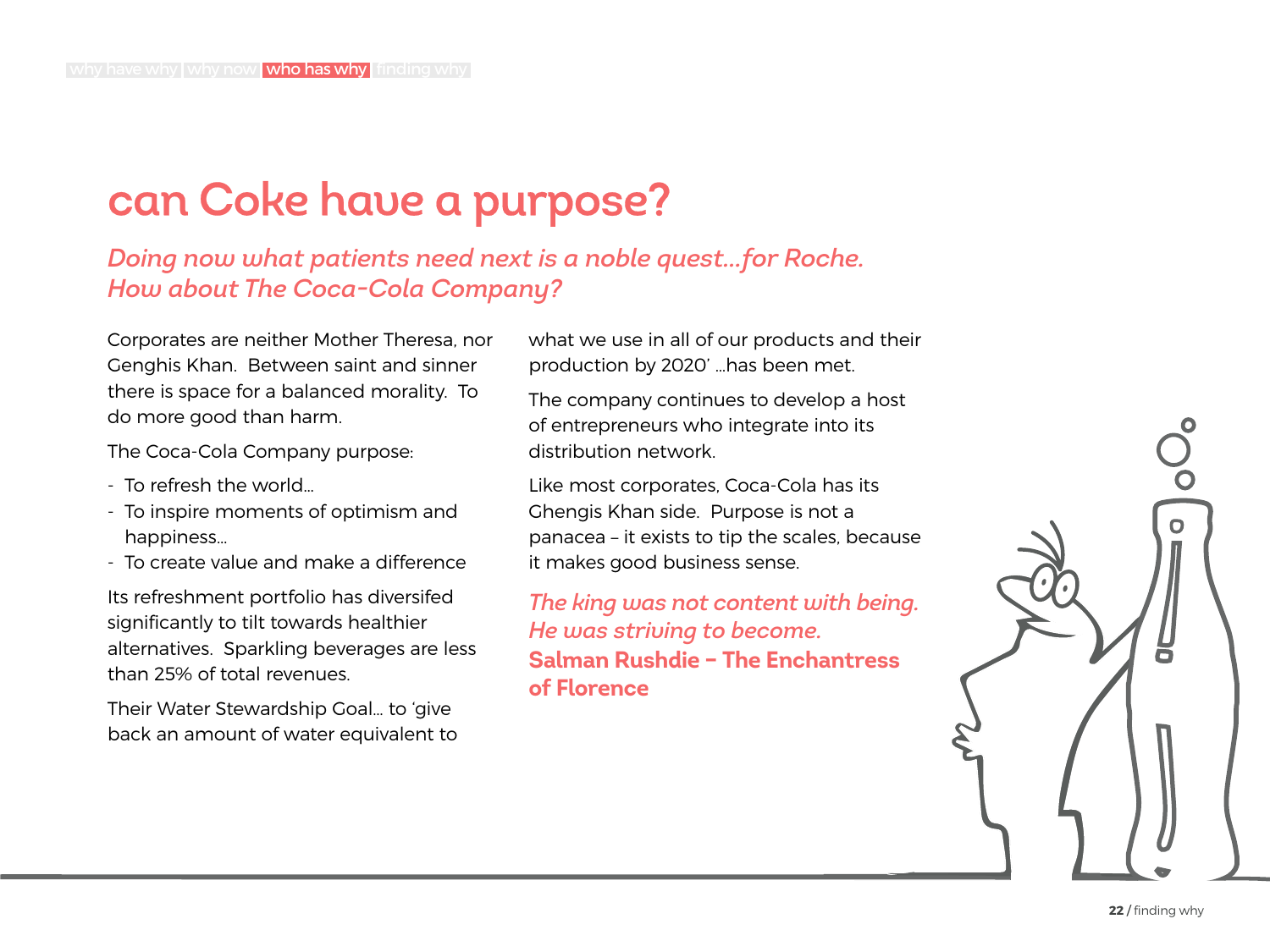# can Coke have a purpose?

*Doing now what patients need next is a noble quest...for Roche.*
*How about The Coca-Cola Company?*

Corporates are neither Mother Theresa, nor Genghis Khan. Between saint and sinner there is space for a balanced morality. To do more good than harm.

The Coca-Cola Company purpose:

- To refresh the world...
- To inspire moments of optimism and happiness...
- To create value and make a difference

Its refreshment portfolio has diversifed significantly to tilt towards healthier alternatives. Sparkling beverages are less than 25% of total revenues.

Their Water Stewardship Goal... to 'give back an amount of water equivalent to what we use in all of our products and their production by 2020' ...has been met.

The company continues to develop a host of entrepreneurs who integrate into its distribution network.

Like most corporates, Coca-Cola has its Ghengis Khan side. Purpose is not a panacea – it exists to tip the scales, because it makes good business sense.

*The king was not content with being.*
*He was striving to become.*
**Salman Rushdie – The Enchantress of Florence**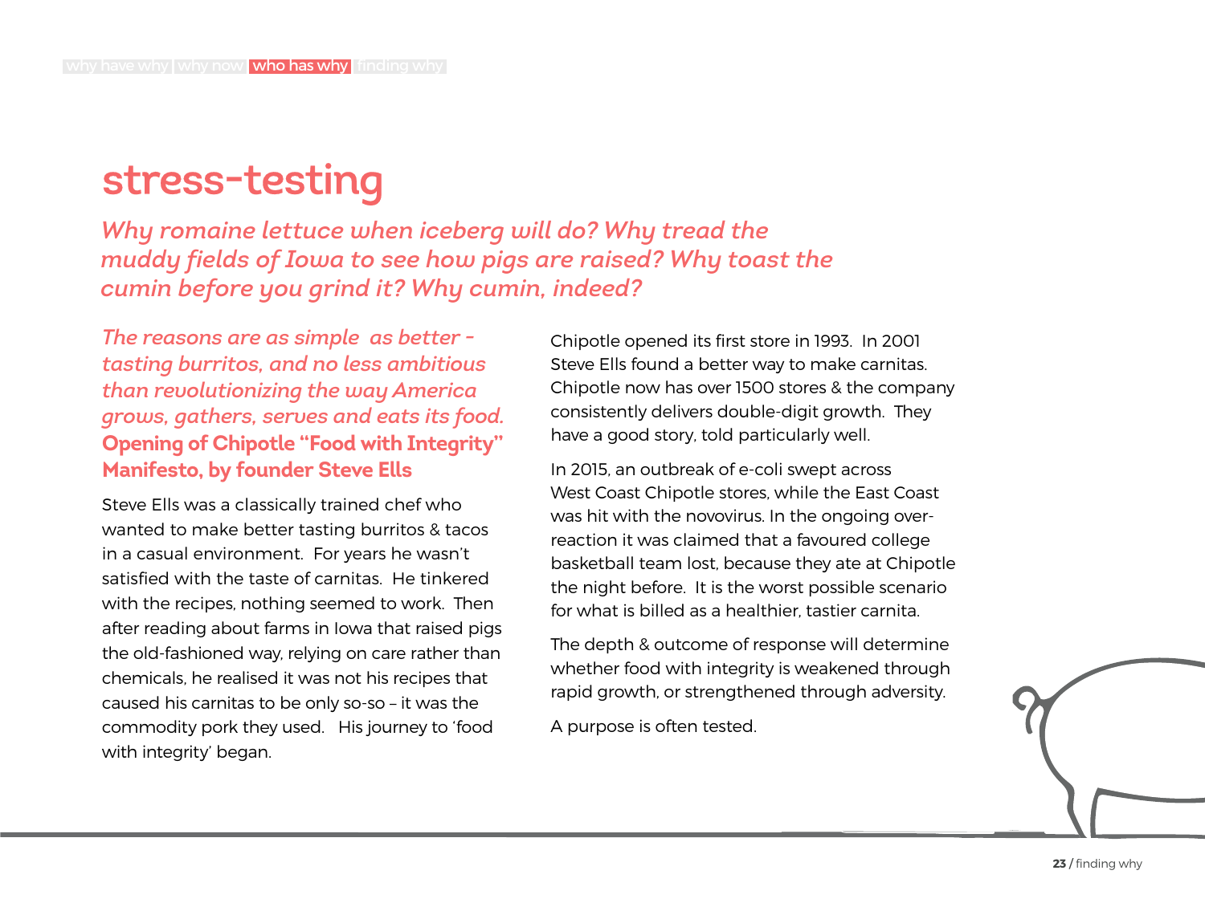# stress-testing

*Why romaine lettuce when iceberg will do? Why tread the muddy fields of Iowa to see how pigs are raised? Why toast the cumin before you grind it? Why cumin, indeed?*

*The reasons are as simple as better - tasting burritos, and no less ambitious than revolutionizing the way America grows, gathers, serves and eats its food.*
**Opening of Chipotle "Food with Integrity" Manifesto, by founder Steve Ells**

Steve Ells was a classically trained chef who wanted to make better tasting burritos & tacos in a casual environment. For years he wasn't satisfied with the taste of carnitas. He tinkered with the recipes, nothing seemed to work. Then after reading about farms in Iowa that raised pigs the old-fashioned way, relying on care rather than chemicals, he realised it was not his recipes that caused his carnitas to be only so-so – it was the commodity pork they used. His journey to 'food with integrity' began.

Chipotle opened its first store in 1993. In 2001 Steve Ells found a better way to make carnitas. Chipotle now has over 1500 stores & the company consistently delivers double-digit growth. They have a good story, told particularly well.

In 2015, an outbreak of e-coli swept across West Coast Chipotle stores, while the East Coast was hit with the novovirus. In the ongoing over-reaction it was claimed that a favoured college basketball team lost, because they ate at Chipotle the night before. It is the worst possible scenario for what is billed as a healthier, tastier carnita.

The depth & outcome of response will determine whether food with integrity is weakened through rapid growth, or strengthened through adversity.

A purpose is often tested.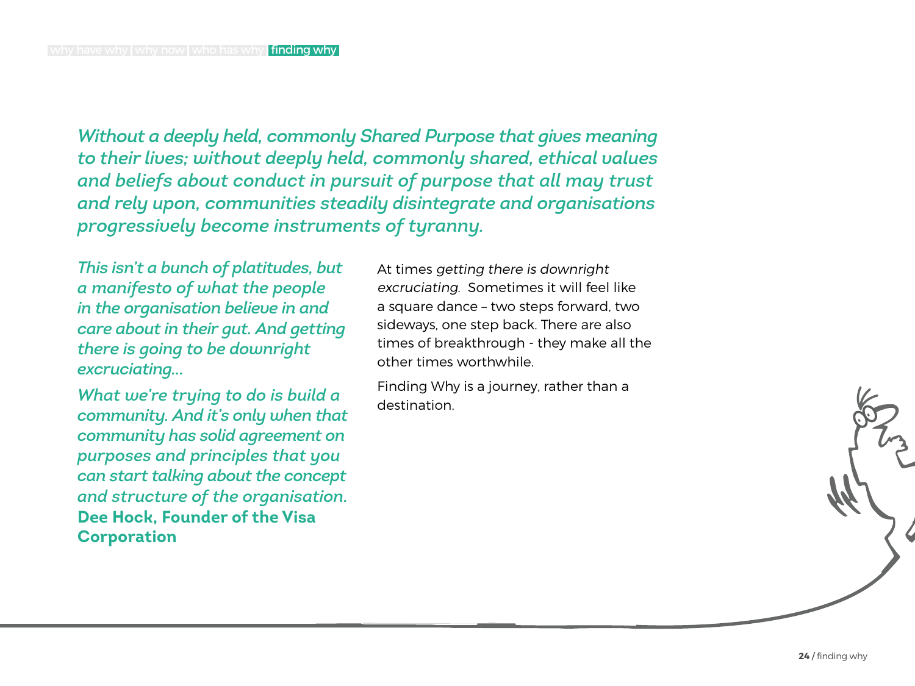*Without a deeply held, commonly Shared Purpose that gives meaning to their lives; without deeply held, commonly shared, ethical values and beliefs about conduct in pursuit of purpose that all may trust and rely upon, communities steadily disintegrate and organisations progressively become instruments of tyranny.*

*This isn't a bunch of platitudes, but a manifesto of what the people in the organisation believe in and care about in their gut. And getting there is going to be downright excruciating...*

*What we're trying to do is build a community. And it's only when that community has solid agreement on purposes and principles that you can start talking about the concept and structure of the organisation.*
**Dee Hock, Founder of the Visa Corporation**

At times *getting there is downright excruciating.* Sometimes it will feel like a square dance – two steps forward, two sideways, one step back. There are also times of breakthrough - they make all the other times worthwhile.

Finding Why is a journey, rather than a destination.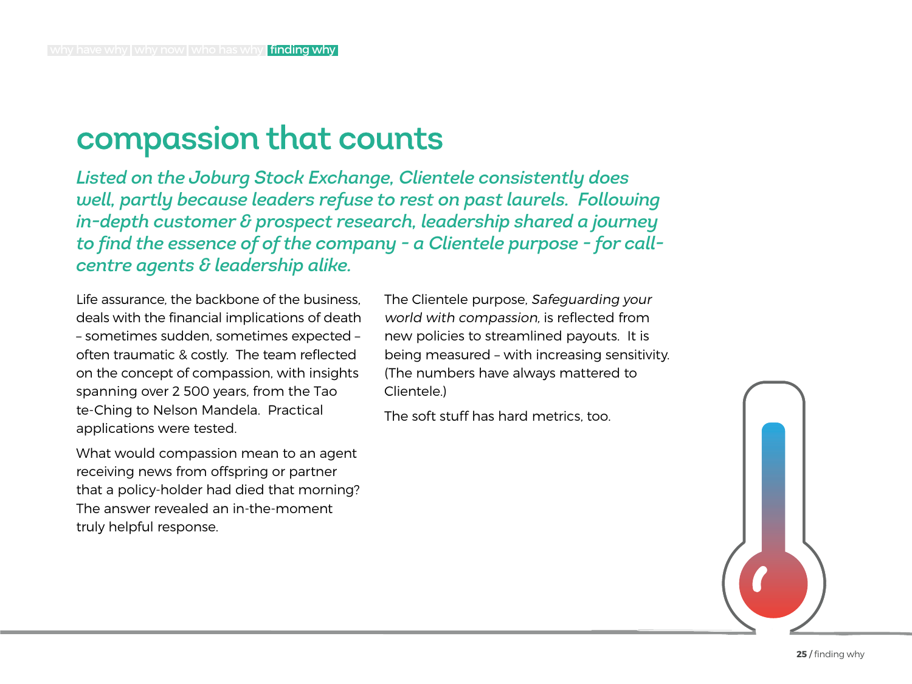# compassion that counts

*Listed on the Joburg Stock Exchange, Clientele consistently does well, partly because leaders refuse to rest on past laurels. Following in-depth customer & prospect research, leadership shared a journey to find the essence of of the company - a Clientele purpose - for call-centre agents & leadership alike.*

Life assurance, the backbone of the business, deals with the financial implications of death – sometimes sudden, sometimes expected – often traumatic & costly. The team reflected on the concept of compassion, with insights spanning over 2 500 years, from the Tao te-Ching to Nelson Mandela. Practical applications were tested.

What would compassion mean to an agent receiving news from offspring or partner that a policy-holder had died that morning? The answer revealed an in-the-moment truly helpful response.

The Clientele purpose, *Safeguarding your world with compassion*, is reflected from new policies to streamlined payouts. It is being measured – with increasing sensitivity. (The numbers have always mattered to Clientele.)

The soft stuff has hard metrics, too.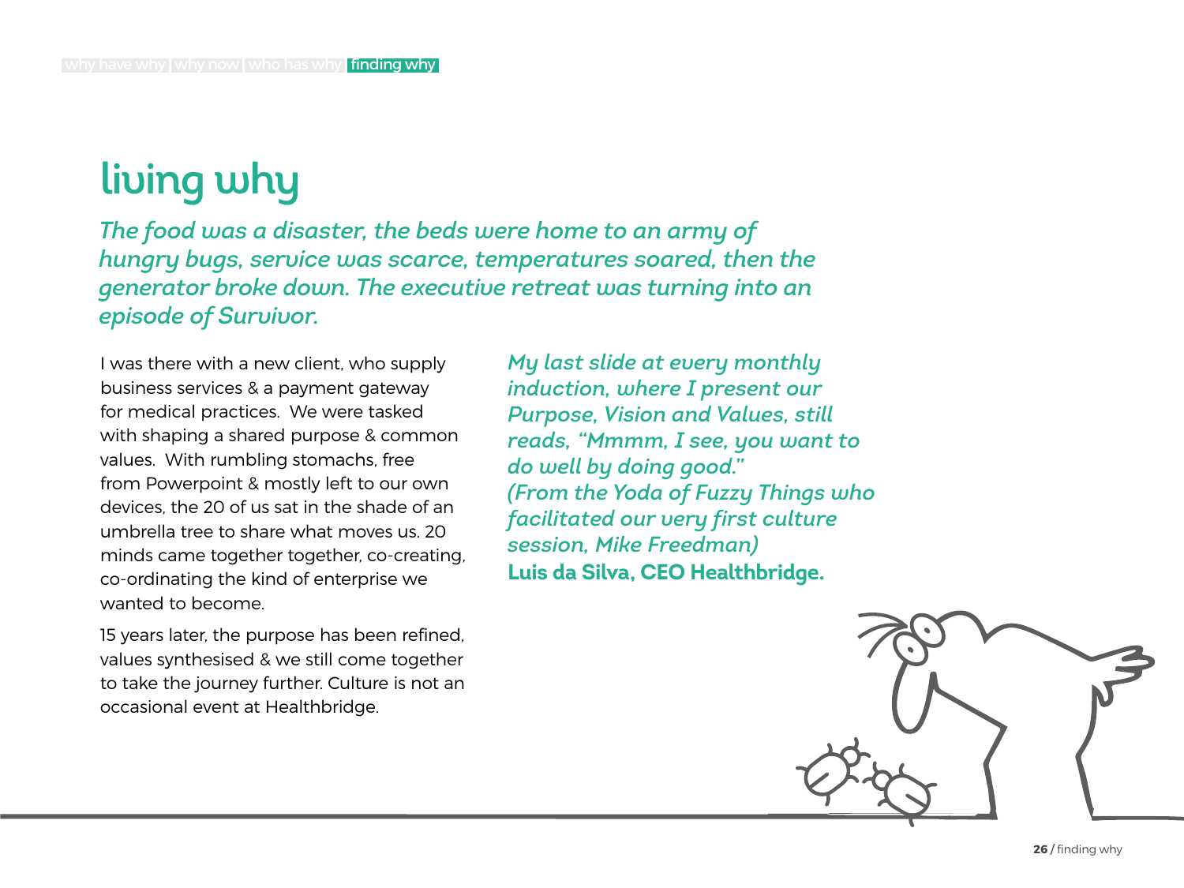# living why

*The food was a disaster, the beds were home to an army of hungry bugs, service was scarce, temperatures soared, then the generator broke down. The executive retreat was turning into an episode of Survivor.*

I was there with a new client, who supply business services & a payment gateway for medical practices. We were tasked with shaping a shared purpose & common values. With rumbling stomachs, free from Powerpoint & mostly left to our own devices, the 20 of us sat in the shade of an umbrella tree to share what moves us. 20 minds came together together, co-creating, co-ordinating the kind of enterprise we wanted to become.

15 years later, the purpose has been refined, values synthesised & we still come together to take the journey further. Culture is not an occasional event at Healthbridge.

*My last slide at every monthly induction, where I present our Purpose, Vision and Values, still reads, "Mmmm, I see, you want to do well by doing good." (From the Yoda of Fuzzy Things who facilitated our very first culture session, Mike Freedman)*
**Luis da Silva, CEO Healthbridge.**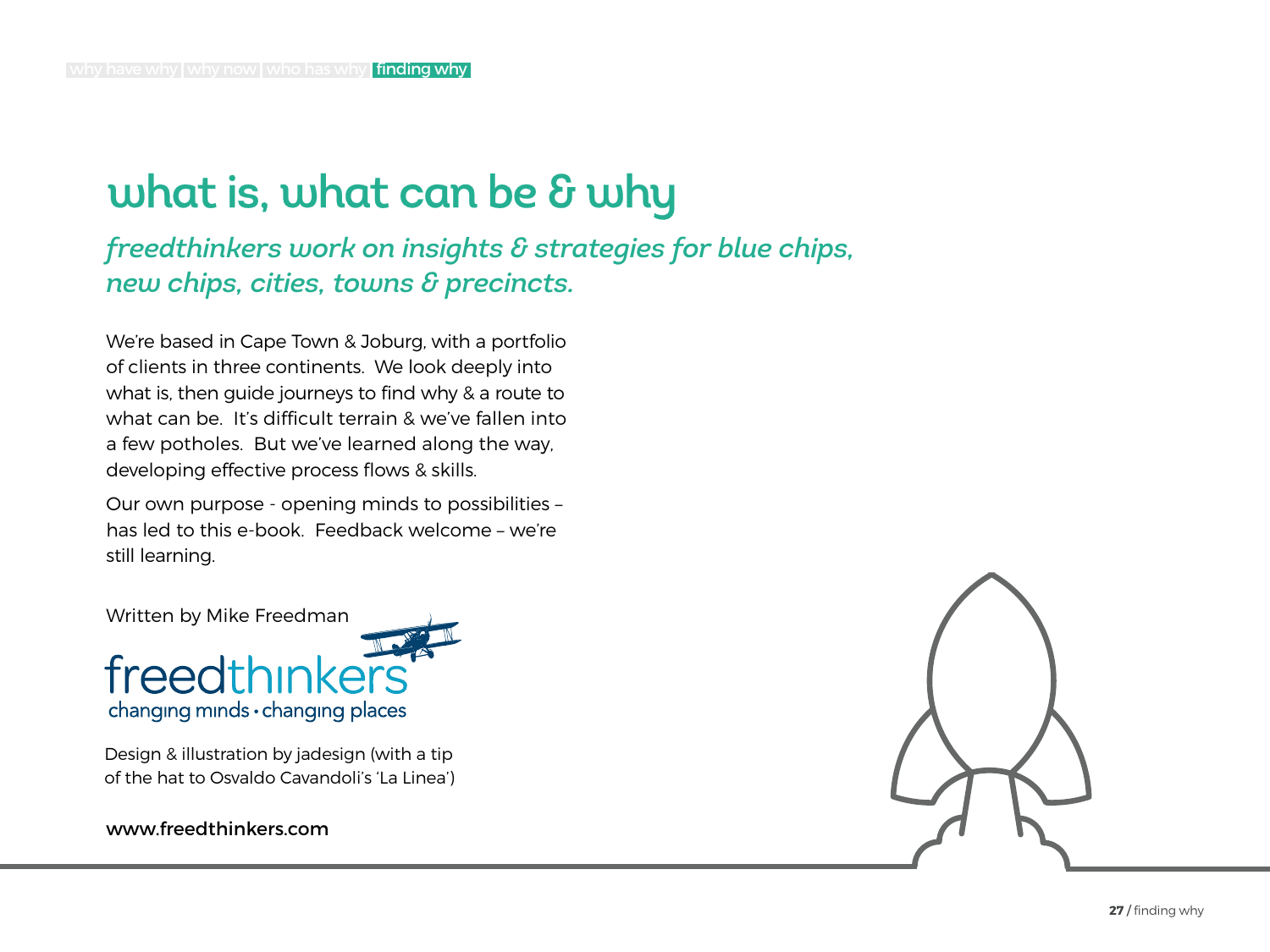# what is, what can be & why

*freedthinkers work on insights & strategies for blue chips, new chips, cities, towns & precincts.*

We're based in Cape Town & Joburg, with a portfolio of clients in three continents. We look deeply into what is, then guide journeys to find why & a route to what can be. It's difficult terrain & we've fallen into a few potholes. But we've learned along the way, developing effective process flows & skills.

Our own purpose - opening minds to possibilities – has led to this e-book. Feedback welcome – we're still learning.

Written by Mike Freedman

freedthinkers
changing minds • changing places

Design & illustration by jadesign (with a tip of the hat to Osvaldo Cavandoli's 'La Linea')

www.freedthinkers.com